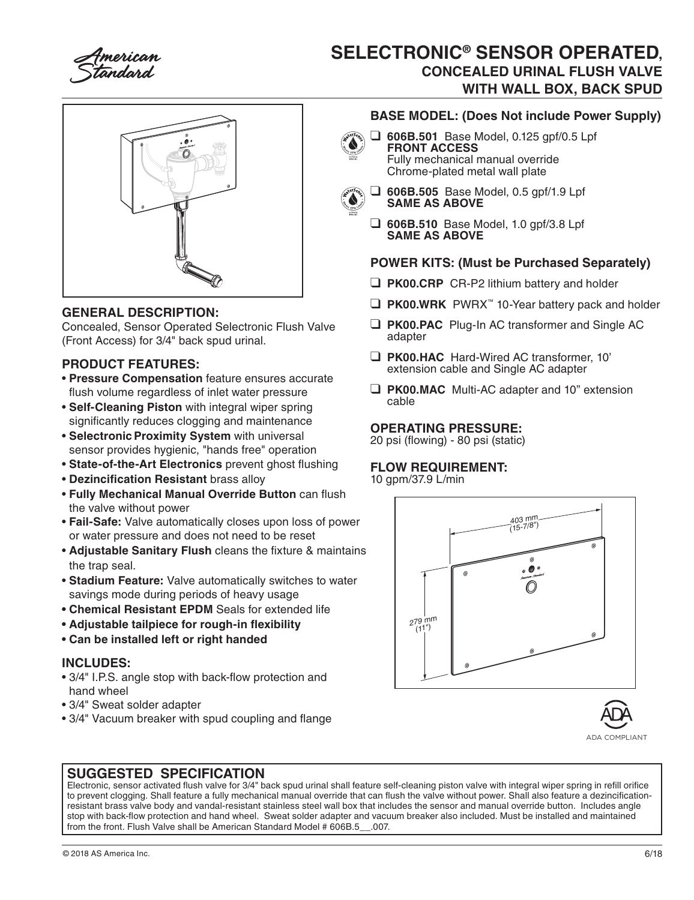American Standard

# SELECTRONIC® SENSOR OPERATED, CONCEALED URINAL FLUSH VALVE WITH WALL BOX, BACK SPUD

## GENERAL DESCRIPTION:

Concealed, Sensor Operated Selectronic Flush Valve (Front Access) for 3/4" back spud urinal.

## PRODUCT FEATURES:

- **Pressure Compensation** feature ensures accurate flush volume regardless of inlet water pressure
- **Self-Cleaning Piston** with integral wiper spring significantly reduces clogging and maintenance
- **Selectronic Proximity System** with universal sensor provides hygienic, "hands free" operation
- **State-of-the-Art Electronics** prevent ghost flushing
- **Dezincification Resistant** brass alloy
- **Fully Mechanical Manual Override Button** can flush the valve without power
- **Fail-Safe:** Valve automatically closes upon loss of power or water pressure and does not need to be reset
- **Adjustable Sanitary Flush** cleans the fixture & maintains the trap seal.
- **Stadium Feature:** Valve automatically switches to water savings mode during periods of heavy usage
- **Chemical Resistant EPDM** Seals for extended life
- **Adjustable tailpiece for rough-in flexibility**
- **Can be installed left or right handed**

## INCLUDES:

- 3/4" I.P.S. angle stop with back-flow protection and hand wheel
- 3/4" Sweat solder adapter
- 3/4" Vacuum breaker with spud coupling and flange

## BASE MODEL: (Does Not include Power Supply)

- ❑ **606B.501** Base Model, 0.125 gpf/0.5 Lpf
  **FRONT ACCESS**
  Fully mechanical manual override
  Chrome-plated metal wall plate
- ❑ **606B.505** Base Model, 0.5 gpf/1.9 Lpf
  **SAME AS ABOVE**
- ❑ **606B.510** Base Model, 1.0 gpf/3.8 Lpf
  **SAME AS ABOVE**

## POWER KITS: (Must be Purchased Separately)

- ❑ **PK00.CRP** CR-P2 lithium battery and holder
- ❑ **PK00.WRK** PWRX™ 10-Year battery pack and holder
- ❑ **PK00.PAC** Plug-In AC transformer and Single AC adapter
- ❑ **PK00.HAC** Hard-Wired AC transformer, 10' extension cable and Single AC adapter
- ❑ **PK00.MAC** Multi-AC adapter and 10" extension cable

## OPERATING PRESSURE:

20 psi (flowing) - 80 psi (static)

## FLOW REQUIREMENT:

10 gpm/37.9 L/min

403 mm (15-7/8")

279 mm (11")

ADA COMPLIANT

## SUGGESTED SPECIFICATION

Electronic, sensor activated flush valve for 3/4" back spud urinal shall feature self-cleaning piston valve with integral wiper spring in refill orifice to prevent clogging. Shall feature a fully mechanical manual override that can flush the valve without power. Shall also feature a dezincification-resistant brass valve body and vandal-resistant stainless steel wall box that includes the sensor and manual override button. Includes angle stop with back-flow protection and hand wheel. Sweat solder adapter and vacuum breaker also included. Must be installed and maintained from the front. Flush Valve shall be American Standard Model # 606B.5__.007.

© 2018 AS America Inc. 6/18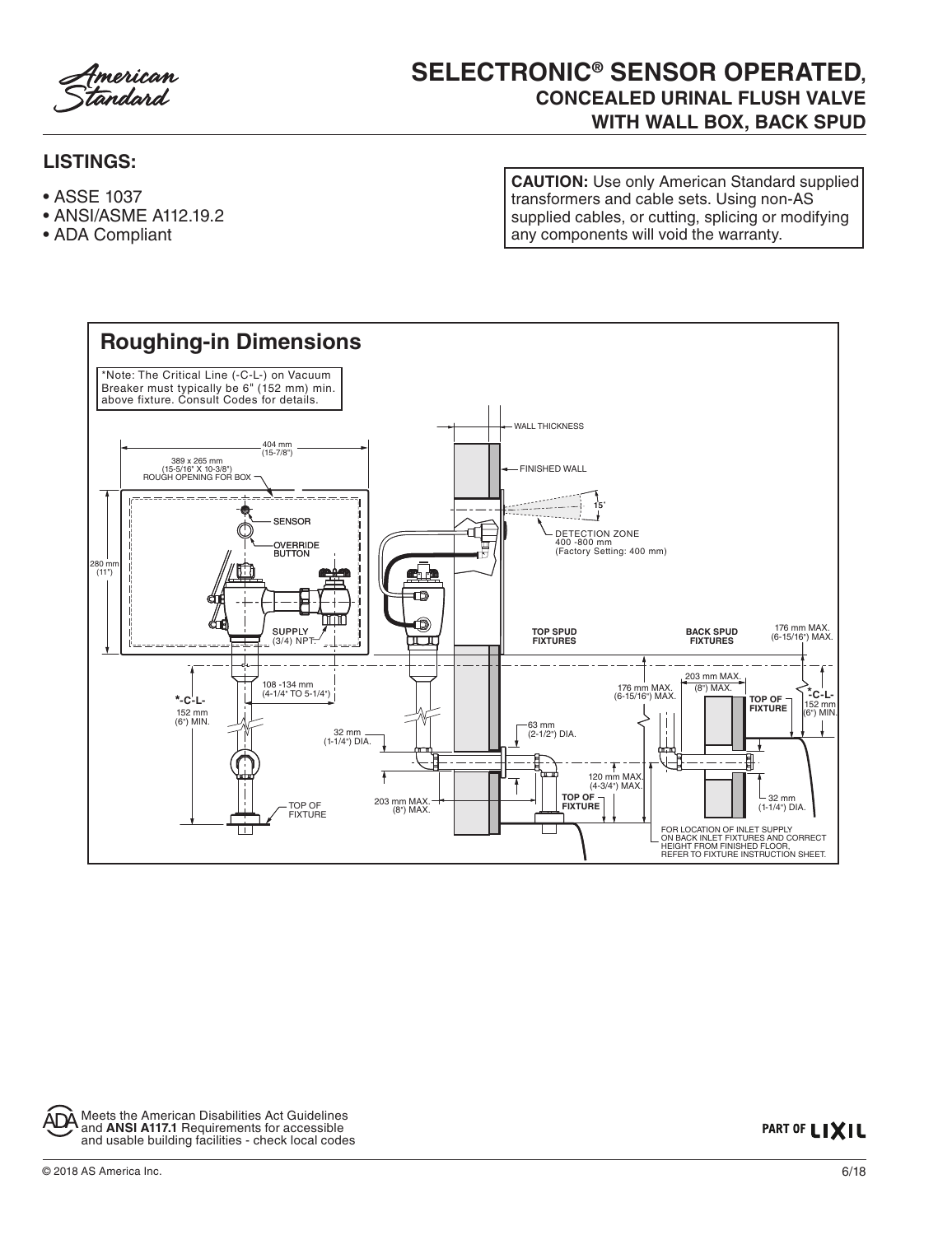# SELECTRONIC® SENSOR OPERATED, CONCEALED URINAL FLUSH VALVE WITH WALL BOX, BACK SPUD

## LISTINGS:

- ASSE 1037
- ANSI/ASME A112.19.2
- ADA Compliant

**CAUTION:** Use only American Standard supplied transformers and cable sets. Using non-AS supplied cables, or cutting, splicing or modifying any components will void the warranty.

## Roughing-in Dimensions

*Note: The Critical Line (-C-L-) on Vacuum Breaker must typically be 6" (152 mm) min. above fixture. Consult Codes for details.

404 mm (15-7/8")

389 x 265 mm (15-5/16" X 10-3/8") ROUGH OPENING FOR BOX

280 mm (11")

SENSOR

OVERRIDE BUTTON

SUPPLY (3/4) NPT

*-C-L- 152 mm (6") MIN.

108 -134 mm (4-1/4" TO 5-1/4")

32 mm (1-1/4") DIA.

TOP OF FIXTURE

WALL THICKNESS

FINISHED WALL

15°

DETECTION ZONE 400 -800 mm (Factory Setting: 400 mm)

63 mm (2-1/2") DIA.

203 mm MAX. (8") MAX.

120 mm MAX. (4-3/4") MAX.

TOP OF FIXTURE

TOP SPUD FIXTURES

176 mm MAX. (6-15/16") MAX.

BACK SPUD FIXTURES

203 mm MAX. (8") MAX.

176 mm MAX. (6-15/16") MAX.

TOP OF FIXTURE

*-C-L- 152 mm (6") MIN.

32 mm (1-1/4") DIA.

FOR LOCATION OF INLET SUPPLY ON BACK INLET FIXTURES AND CORRECT HEIGHT FROM FINISHED FLOOR, REFER TO FIXTURE INSTRUCTION SHEET.

Meets the American Disabilities Act Guidelines and **ANSI A117.1** Requirements for accessible and usable building facilities - check local codes

© 2018 AS America Inc.

6/18